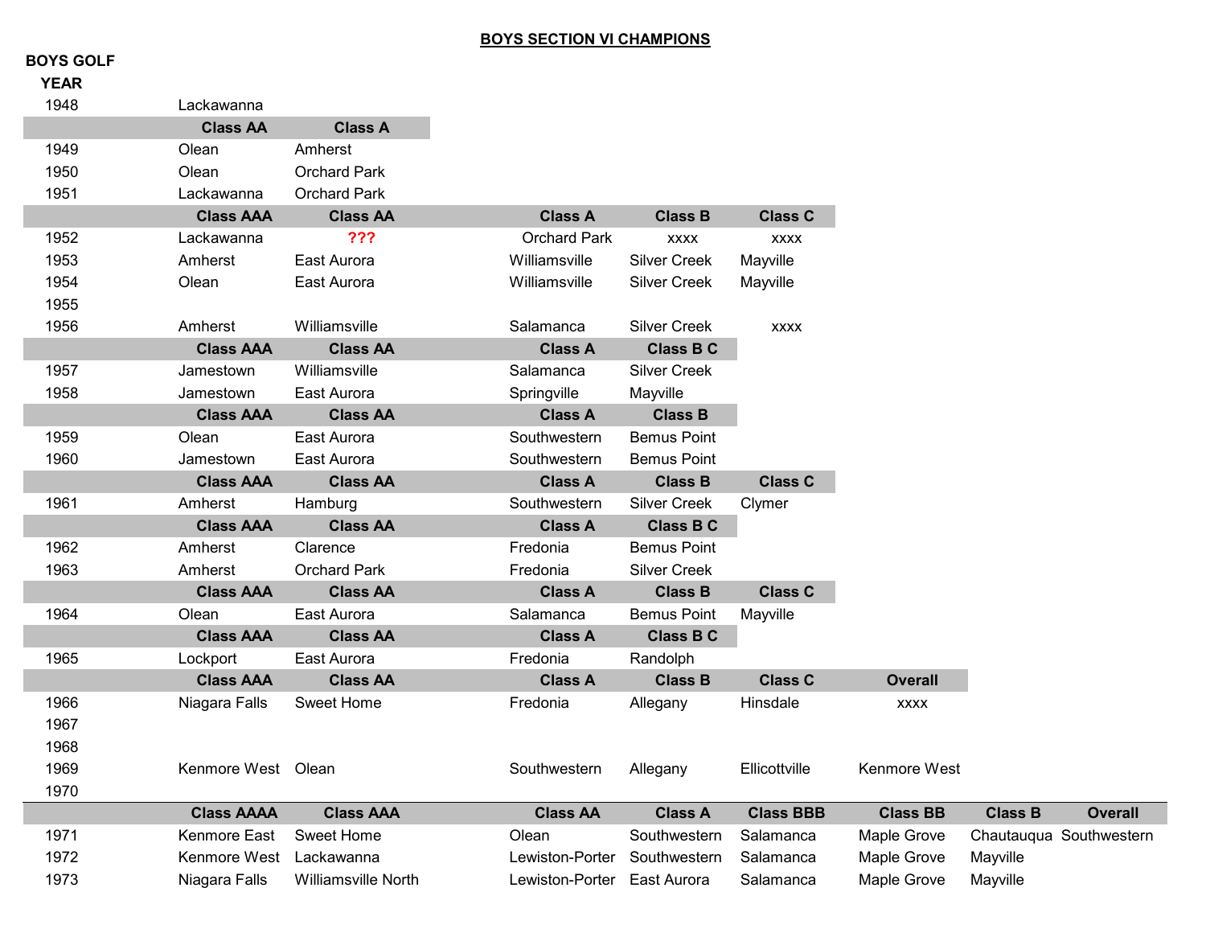# BOYS SECTION VI CHAMPIONS

## BOYS GOLF

| YEAR | | | | | | | | |
|---|---|---|---|---|---|---|---|---|
| 1948 | Lackawanna | | | | | | | |
| | **Class AA** | **Class A** | | | | | | |
| 1949 | Olean | Amherst | | | | | | |
| 1950 | Olean | Orchard Park | | | | | | |
| 1951 | Lackawanna | Orchard Park | | | | | | |
| | **Class AAA** | **Class AA** | **Class A** | **Class B** | **Class C** | | | |
| 1952 | Lackawanna | ??? | Orchard Park | xxxx | xxxx | | | |
| 1953 | Amherst | East Aurora | Williamsville | Silver Creek | Mayville | | | |
| 1954 | Olean | East Aurora | Williamsville | Silver Creek | Mayville | | | |
| 1955 | | | | | | | | |
| 1956 | Amherst | Williamsville | Salamanca | Silver Creek | xxxx | | | |
| | **Class AAA** | **Class AA** | **Class A** | **Class B C** | | | | |
| 1957 | Jamestown | Williamsville | Salamanca | Silver Creek | | | | |
| 1958 | Jamestown | East Aurora | Springville | Mayville | | | | |
| | **Class AAA** | **Class AA** | **Class A** | **Class B** | | | | |
| 1959 | Olean | East Aurora | Southwestern | Bemus Point | | | | |
| 1960 | Jamestown | East Aurora | Southwestern | Bemus Point | | | | |
| | **Class AAA** | **Class AA** | **Class A** | **Class B** | **Class C** | | | |
| 1961 | Amherst | Hamburg | Southwestern | Silver Creek | Clymer | | | |
| | **Class AAA** | **Class AA** | **Class A** | **Class B C** | | | | |
| 1962 | Amherst | Clarence | Fredonia | Bemus Point | | | | |
| 1963 | Amherst | Orchard Park | Fredonia | Silver Creek | | | | |
| | **Class AAA** | **Class AA** | **Class A** | **Class B** | **Class C** | | | |
| 1964 | Olean | East Aurora | Salamanca | Bemus Point | Mayville | | | |
| | **Class AAA** | **Class AA** | **Class A** | **Class B C** | | | | |
| 1965 | Lockport | East Aurora | Fredonia | Randolph | | | | |
| | **Class AAA** | **Class AA** | **Class A** | **Class B** | **Class C** | **Overall** | | |
| 1966 | Niagara Falls | Sweet Home | Fredonia | Allegany | Hinsdale | xxxx | | |
| 1967 | | | | | | | | |
| 1968 | | | | | | | | |
| 1969 | Kenmore West | Olean | Southwestern | Allegany | Ellicottville | Kenmore West | | |
| 1970 | | | | | | | | |
| | **Class AAAA** | **Class AAA** | **Class AA** | **Class A** | **Class BBB** | **Class BB** | **Class B** | **Overall** |
| 1971 | Kenmore East | Sweet Home | Olean | Southwestern | Salamanca | Maple Grove | Chautauqua | Southwestern |
| 1972 | Kenmore West | Lackawanna | Lewiston-Porter | Southwestern | Salamanca | Maple Grove | Mayville | |
| 1973 | Niagara Falls | Williamsville North | Lewiston-Porter | East Aurora | Salamanca | Maple Grove | Mayville | |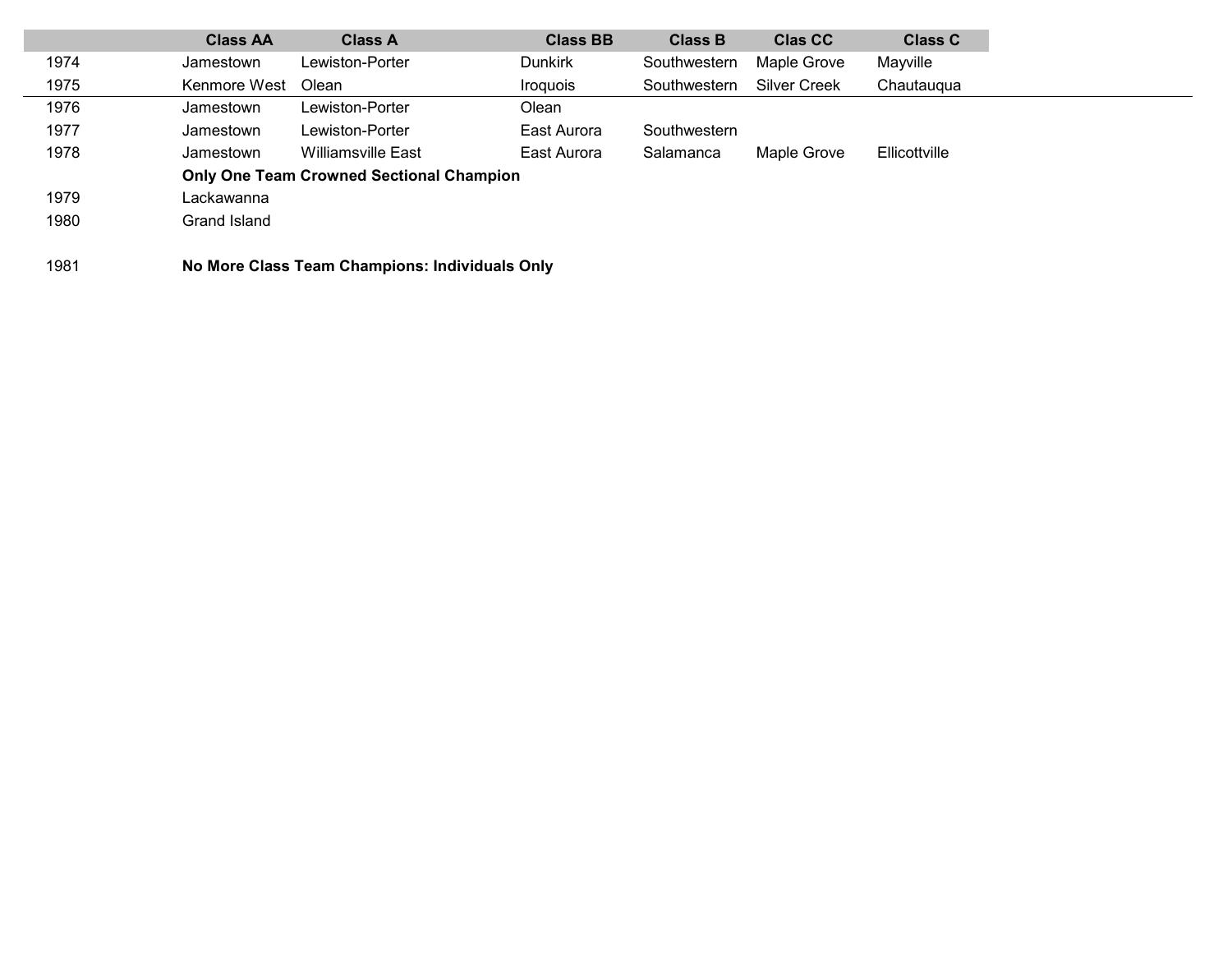| | Class AA | Class A | Class BB | Class B | Clas CC | Class C |
|---|---|---|---|---|---|---|
| 1974 | Jamestown | Lewiston-Porter | Dunkirk | Southwestern | Maple Grove | Mayville |
| 1975 | Kenmore West | Olean | Iroquois | Southwestern | Silver Creek | Chautauqua |
| 1976 | Jamestown | Lewiston-Porter | Olean | | | |
| 1977 | Jamestown | Lewiston-Porter | East Aurora | Southwestern | | |
| 1978 | Jamestown | Williamsville East | East Aurora | Salamanca | Maple Grove | Ellicottville |
| | **Only One Team Crowned Sectional Champion** | | | | | |
| 1979 | Lackawanna | | | | | |
| 1980 | Grand Island | | | | | |
| 1981 | **No More Class Team Champions: Individuals Only** | | | | | |